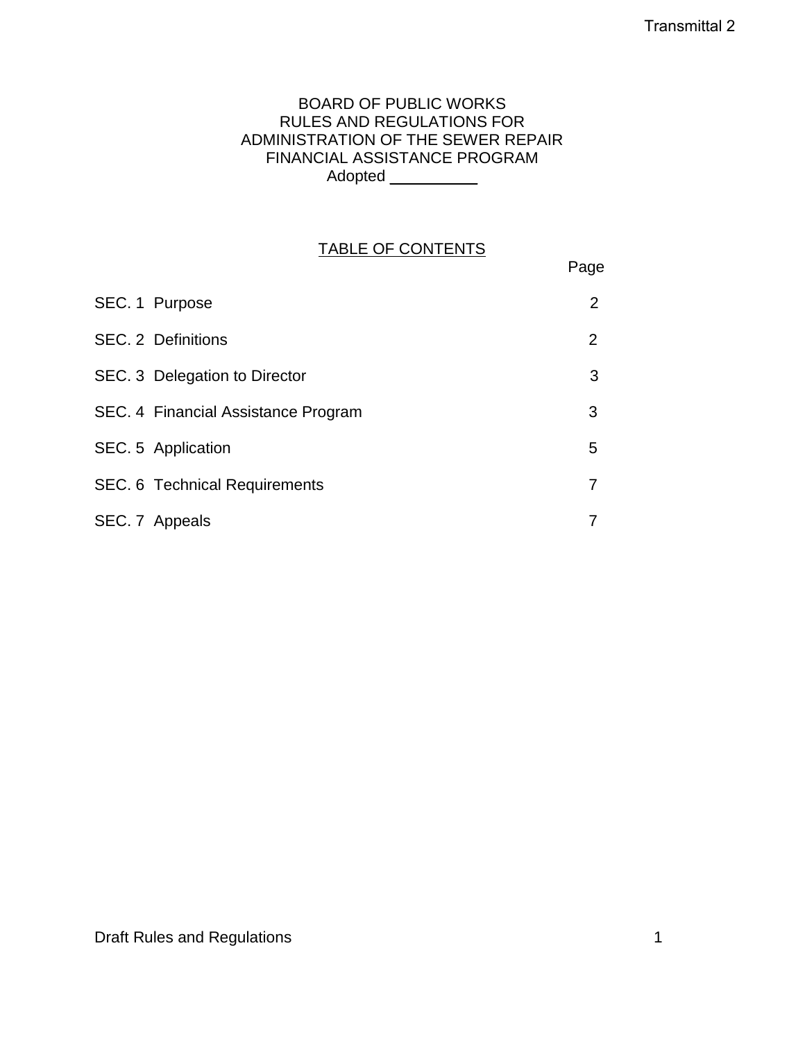Transmittal 2

# BOARD OF PUBLIC WORKS RULES AND REGULATIONS FOR ADMINISTRATION OF THE SEWER REPAIR FINANCIAL ASSISTANCE PROGRAM

Adopted __________

## TABLE OF CONTENTS

| | Page |
|---|---|
| SEC. 1 Purpose | 2 |
| SEC. 2 Definitions | 2 |
| SEC. 3 Delegation to Director | 3 |
| SEC. 4 Financial Assistance Program | 3 |
| SEC. 5 Application | 5 |
| SEC. 6 Technical Requirements | 7 |
| SEC. 7 Appeals | 7 |

Draft Rules and Regulations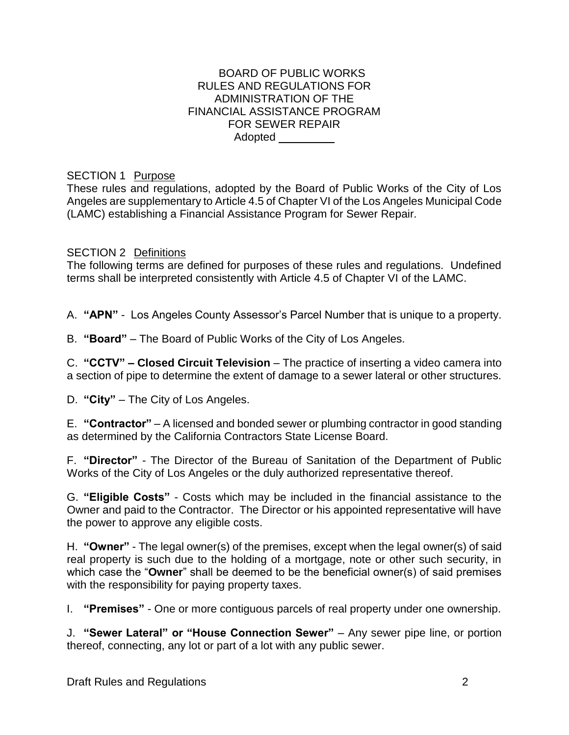BOARD OF PUBLIC WORKS
RULES AND REGULATIONS FOR
ADMINISTRATION OF THE
FINANCIAL ASSISTANCE PROGRAM
FOR SEWER REPAIR
Adopted \_\_\_\_\_\_\_\_\_

SECTION 1 Purpose

These rules and regulations, adopted by the Board of Public Works of the City of Los Angeles are supplementary to Article 4.5 of Chapter VI of the Los Angeles Municipal Code (LAMC) establishing a Financial Assistance Program for Sewer Repair.

SECTION 2 Definitions

The following terms are defined for purposes of these rules and regulations. Undefined terms shall be interpreted consistently with Article 4.5 of Chapter VI of the LAMC.

A. **"APN"** - Los Angeles County Assessor's Parcel Number that is unique to a property.

B. **"Board"** – The Board of Public Works of the City of Los Angeles.

C. **"CCTV" – Closed Circuit Television** – The practice of inserting a video camera into a section of pipe to determine the extent of damage to a sewer lateral or other structures.

D. **"City"** – The City of Los Angeles.

E. **"Contractor"** – A licensed and bonded sewer or plumbing contractor in good standing as determined by the California Contractors State License Board.

F. **"Director"** - The Director of the Bureau of Sanitation of the Department of Public Works of the City of Los Angeles or the duly authorized representative thereof.

G. **"Eligible Costs"** - Costs which may be included in the financial assistance to the Owner and paid to the Contractor. The Director or his appointed representative will have the power to approve any eligible costs.

H. **"Owner"** - The legal owner(s) of the premises, except when the legal owner(s) of said real property is such due to the holding of a mortgage, note or other such security, in which case the "**Owner**" shall be deemed to be the beneficial owner(s) of said premises with the responsibility for paying property taxes.

I. **"Premises"** - One or more contiguous parcels of real property under one ownership.

J. **"Sewer Lateral" or "House Connection Sewer"** – Any sewer pipe line, or portion thereof, connecting, any lot or part of a lot with any public sewer.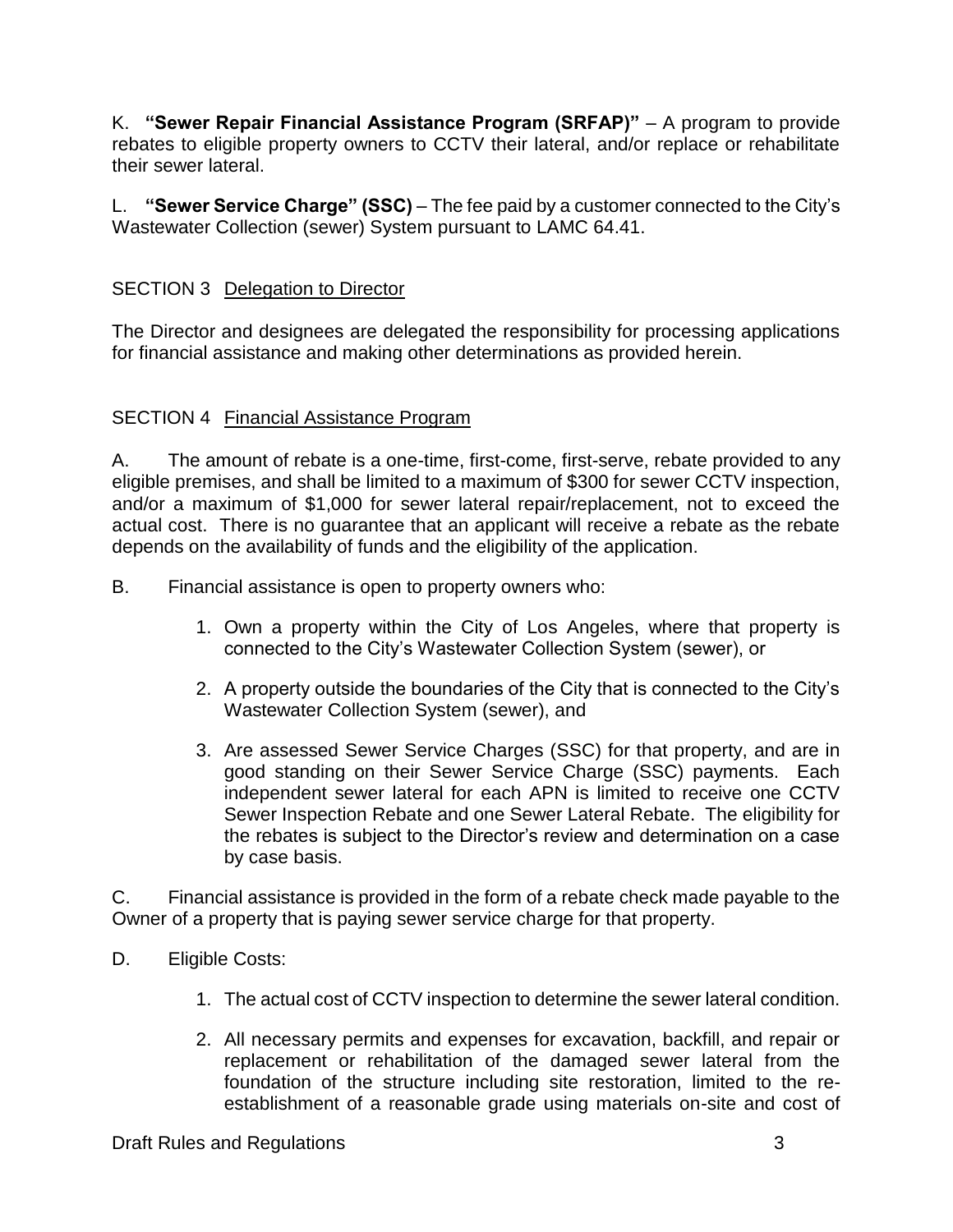K. **"Sewer Repair Financial Assistance Program (SRFAP)"** – A program to provide rebates to eligible property owners to CCTV their lateral, and/or replace or rehabilitate their sewer lateral.

L. **"Sewer Service Charge" (SSC)** – The fee paid by a customer connected to the City's Wastewater Collection (sewer) System pursuant to LAMC 64.41.

## SECTION 3 <u>Delegation to Director</u>

The Director and designees are delegated the responsibility for processing applications for financial assistance and making other determinations as provided herein.

## SECTION 4 <u>Financial Assistance Program</u>

A. The amount of rebate is a one-time, first-come, first-serve, rebate provided to any eligible premises, and shall be limited to a maximum of $300 for sewer CCTV inspection, and/or a maximum of $1,000 for sewer lateral repair/replacement, not to exceed the actual cost. There is no guarantee that an applicant will receive a rebate as the rebate depends on the availability of funds and the eligibility of the application.

B. Financial assistance is open to property owners who:

1. Own a property within the City of Los Angeles, where that property is connected to the City's Wastewater Collection System (sewer), or
2. A property outside the boundaries of the City that is connected to the City's Wastewater Collection System (sewer), and
3. Are assessed Sewer Service Charges (SSC) for that property, and are in good standing on their Sewer Service Charge (SSC) payments. Each independent sewer lateral for each APN is limited to receive one CCTV Sewer Inspection Rebate and one Sewer Lateral Rebate. The eligibility for the rebates is subject to the Director's review and determination on a case by case basis.

C. Financial assistance is provided in the form of a rebate check made payable to the Owner of a property that is paying sewer service charge for that property.

D. Eligible Costs:

1. The actual cost of CCTV inspection to determine the sewer lateral condition.
2. All necessary permits and expenses for excavation, backfill, and repair or replacement or rehabilitation of the damaged sewer lateral from the foundation of the structure including site restoration, limited to the re-establishment of a reasonable grade using materials on-site and cost of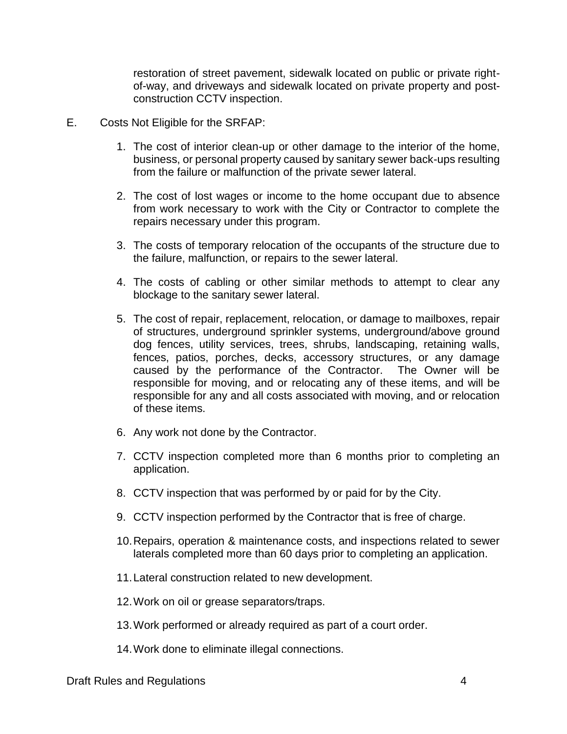restoration of street pavement, sidewalk located on public or private right-of-way, and driveways and sidewalk located on private property and post-construction CCTV inspection.

E. Costs Not Eligible for the SRFAP:

1. The cost of interior clean-up or other damage to the interior of the home, business, or personal property caused by sanitary sewer back-ups resulting from the failure or malfunction of the private sewer lateral.

2. The cost of lost wages or income to the home occupant due to absence from work necessary to work with the City or Contractor to complete the repairs necessary under this program.

3. The costs of temporary relocation of the occupants of the structure due to the failure, malfunction, or repairs to the sewer lateral.

4. The costs of cabling or other similar methods to attempt to clear any blockage to the sanitary sewer lateral.

5. The cost of repair, replacement, relocation, or damage to mailboxes, repair of structures, underground sprinkler systems, underground/above ground dog fences, utility services, trees, shrubs, landscaping, retaining walls, fences, patios, porches, decks, accessory structures, or any damage caused by the performance of the Contractor. The Owner will be responsible for moving, and or relocating any of these items, and will be responsible for any and all costs associated with moving, and or relocation of these items.

6. Any work not done by the Contractor.

7. CCTV inspection completed more than 6 months prior to completing an application.

8. CCTV inspection that was performed by or paid for by the City.

9. CCTV inspection performed by the Contractor that is free of charge.

10. Repairs, operation & maintenance costs, and inspections related to sewer laterals completed more than 60 days prior to completing an application.

11. Lateral construction related to new development.

12. Work on oil or grease separators/traps.

13. Work performed or already required as part of a court order.

14. Work done to eliminate illegal connections.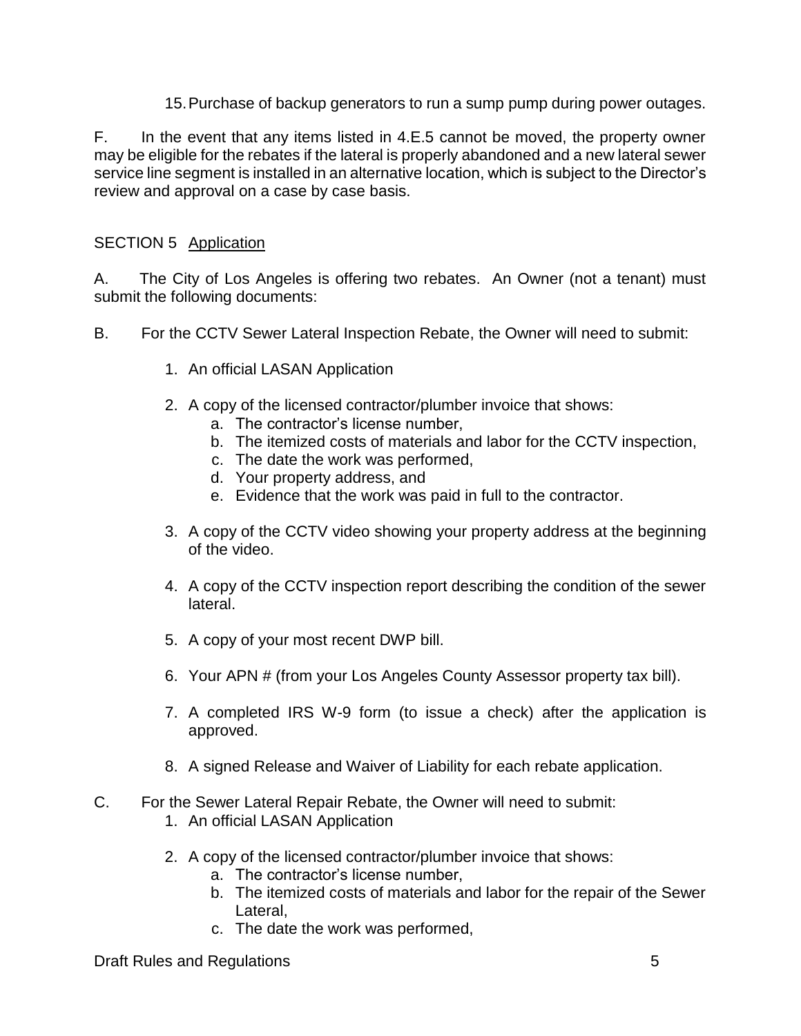15. Purchase of backup generators to run a sump pump during power outages.

F. In the event that any items listed in 4.E.5 cannot be moved, the property owner may be eligible for the rebates if the lateral is properly abandoned and a new lateral sewer service line segment is installed in an alternative location, which is subject to the Director's review and approval on a case by case basis.

## SECTION 5 Application

A. The City of Los Angeles is offering two rebates. An Owner (not a tenant) must submit the following documents:

B. For the CCTV Sewer Lateral Inspection Rebate, the Owner will need to submit:

1. An official LASAN Application
2. A copy of the licensed contractor/plumber invoice that shows:
   a. The contractor's license number,
   b. The itemized costs of materials and labor for the CCTV inspection,
   c. The date the work was performed,
   d. Your property address, and
   e. Evidence that the work was paid in full to the contractor.
3. A copy of the CCTV video showing your property address at the beginning of the video.
4. A copy of the CCTV inspection report describing the condition of the sewer lateral.
5. A copy of your most recent DWP bill.
6. Your APN # (from your Los Angeles County Assessor property tax bill).
7. A completed IRS W-9 form (to issue a check) after the application is approved.
8. A signed Release and Waiver of Liability for each rebate application.

C. For the Sewer Lateral Repair Rebate, the Owner will need to submit:

1. An official LASAN Application
2. A copy of the licensed contractor/plumber invoice that shows:
   a. The contractor's license number,
   b. The itemized costs of materials and labor for the repair of the Sewer Lateral,
   c. The date the work was performed,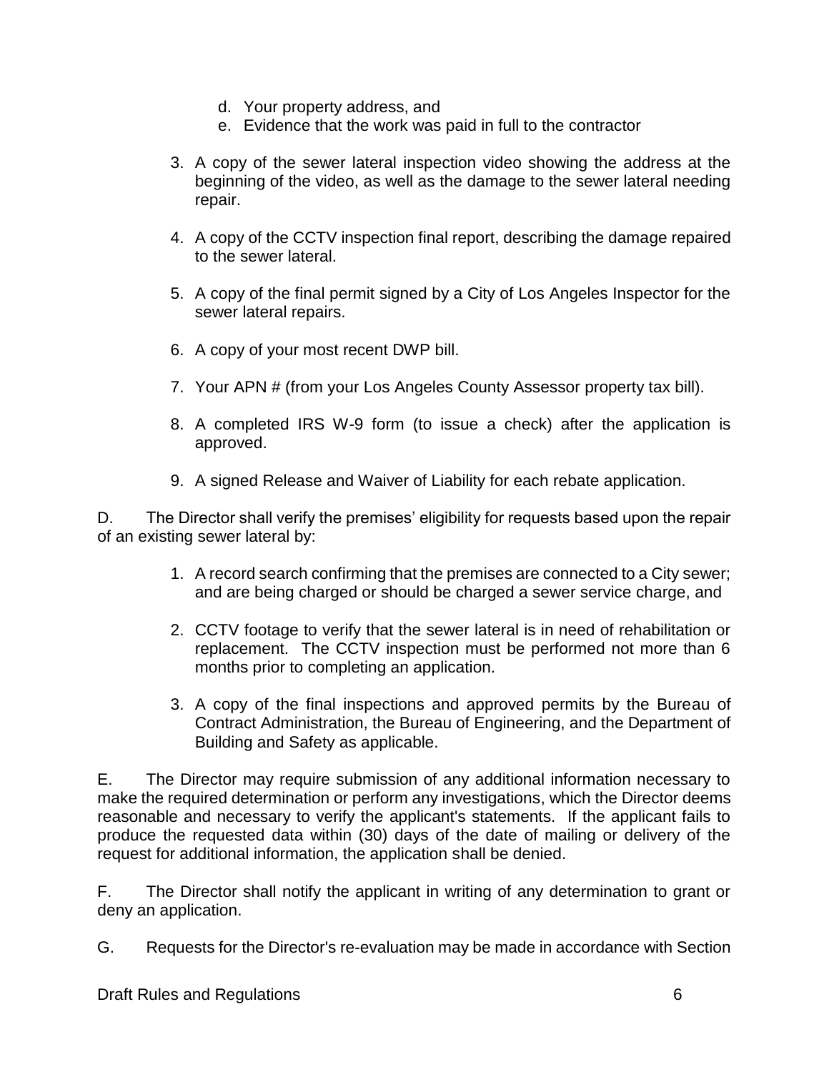d. Your property address, and
   e. Evidence that the work was paid in full to the contractor

3. A copy of the sewer lateral inspection video showing the address at the beginning of the video, as well as the damage to the sewer lateral needing repair.

4. A copy of the CCTV inspection final report, describing the damage repaired to the sewer lateral.

5. A copy of the final permit signed by a City of Los Angeles Inspector for the sewer lateral repairs.

6. A copy of your most recent DWP bill.

7. Your APN # (from your Los Angeles County Assessor property tax bill).

8. A completed IRS W-9 form (to issue a check) after the application is approved.

9. A signed Release and Waiver of Liability for each rebate application.

D. The Director shall verify the premises' eligibility for requests based upon the repair of an existing sewer lateral by:

1. A record search confirming that the premises are connected to a City sewer; and are being charged or should be charged a sewer service charge, and

2. CCTV footage to verify that the sewer lateral is in need of rehabilitation or replacement. The CCTV inspection must be performed not more than 6 months prior to completing an application.

3. A copy of the final inspections and approved permits by the Bureau of Contract Administration, the Bureau of Engineering, and the Department of Building and Safety as applicable.

E. The Director may require submission of any additional information necessary to make the required determination or perform any investigations, which the Director deems reasonable and necessary to verify the applicant's statements. If the applicant fails to produce the requested data within (30) days of the date of mailing or delivery of the request for additional information, the application shall be denied.

F. The Director shall notify the applicant in writing of any determination to grant or deny an application.

G. Requests for the Director's re-evaluation may be made in accordance with Section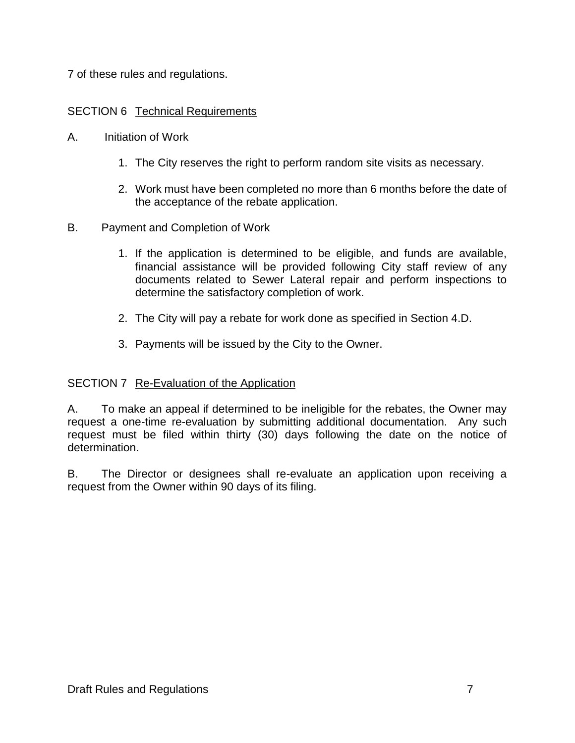7 of these rules and regulations.

## SECTION 6 Technical Requirements

A. Initiation of Work

1. The City reserves the right to perform random site visits as necessary.

2. Work must have been completed no more than 6 months before the date of the acceptance of the rebate application.

B. Payment and Completion of Work

1. If the application is determined to be eligible, and funds are available, financial assistance will be provided following City staff review of any documents related to Sewer Lateral repair and perform inspections to determine the satisfactory completion of work.

2. The City will pay a rebate for work done as specified in Section 4.D.

3. Payments will be issued by the City to the Owner.

## SECTION 7 Re-Evaluation of the Application

A. To make an appeal if determined to be ineligible for the rebates, the Owner may request a one-time re-evaluation by submitting additional documentation. Any such request must be filed within thirty (30) days following the date on the notice of determination.

B. The Director or designees shall re-evaluate an application upon receiving a request from the Owner within 90 days of its filing.